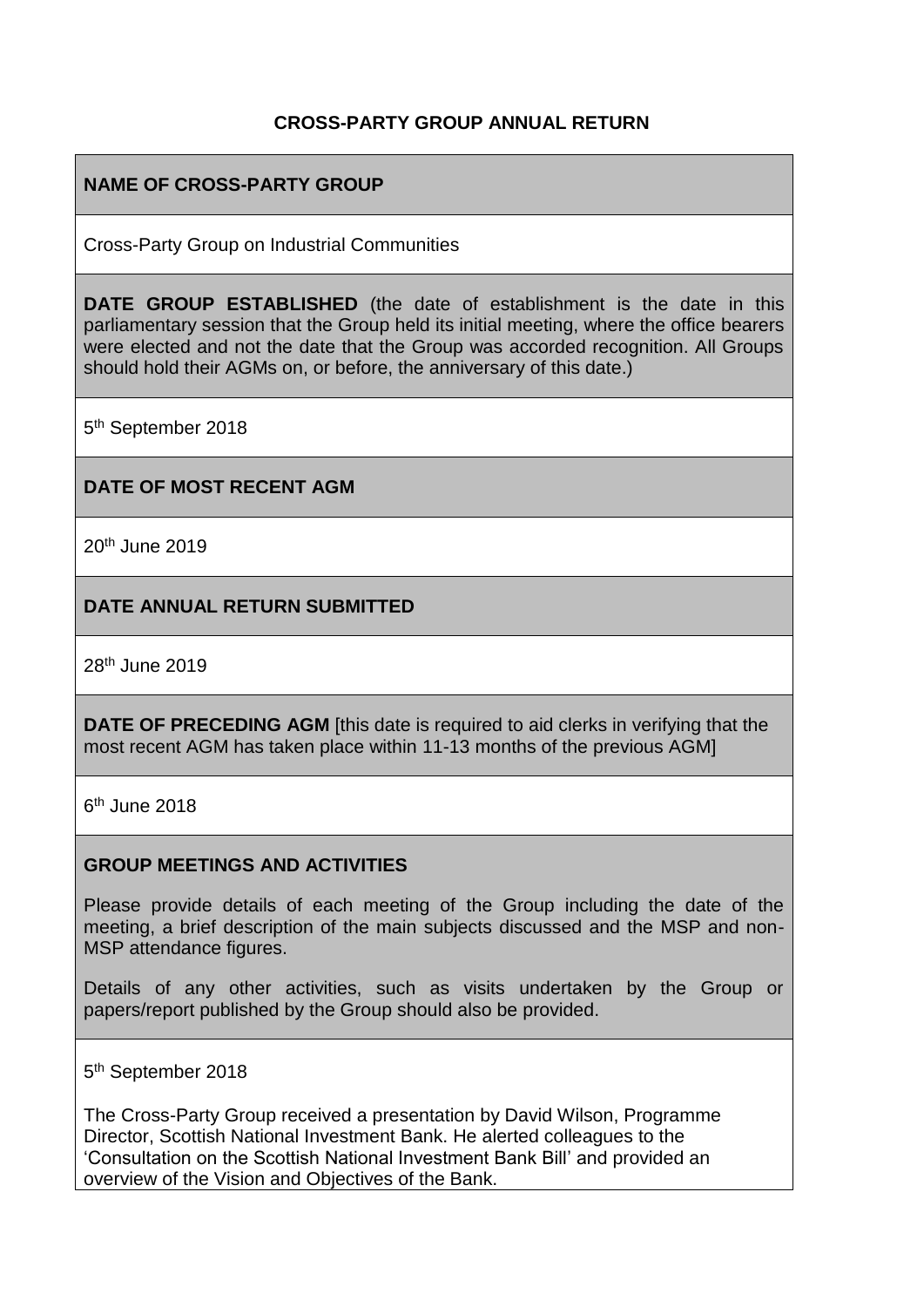# CROSS-PARTY GROUP ANNUAL RETURN

**NAME OF CROSS-PARTY GROUP**

Cross-Party Group on Industrial Communities

**DATE GROUP ESTABLISHED** (the date of establishment is the date in this parliamentary session that the Group held its initial meeting, where the office bearers were elected and not the date that the Group was accorded recognition. All Groups should hold their AGMs on, or before, the anniversary of this date.)

5th September 2018

**DATE OF MOST RECENT AGM**

20th June 2019

**DATE ANNUAL RETURN SUBMITTED**

28th June 2019

**DATE OF PRECEDING AGM** [this date is required to aid clerks in verifying that the most recent AGM has taken place within 11-13 months of the previous AGM]

6th June 2018

**GROUP MEETINGS AND ACTIVITIES**

Please provide details of each meeting of the Group including the date of the meeting, a brief description of the main subjects discussed and the MSP and non-MSP attendance figures.

Details of any other activities, such as visits undertaken by the Group or papers/report published by the Group should also be provided.

5th September 2018

The Cross-Party Group received a presentation by David Wilson, Programme Director, Scottish National Investment Bank. He alerted colleagues to the 'Consultation on the Scottish National Investment Bank Bill' and provided an overview of the Vision and Objectives of the Bank.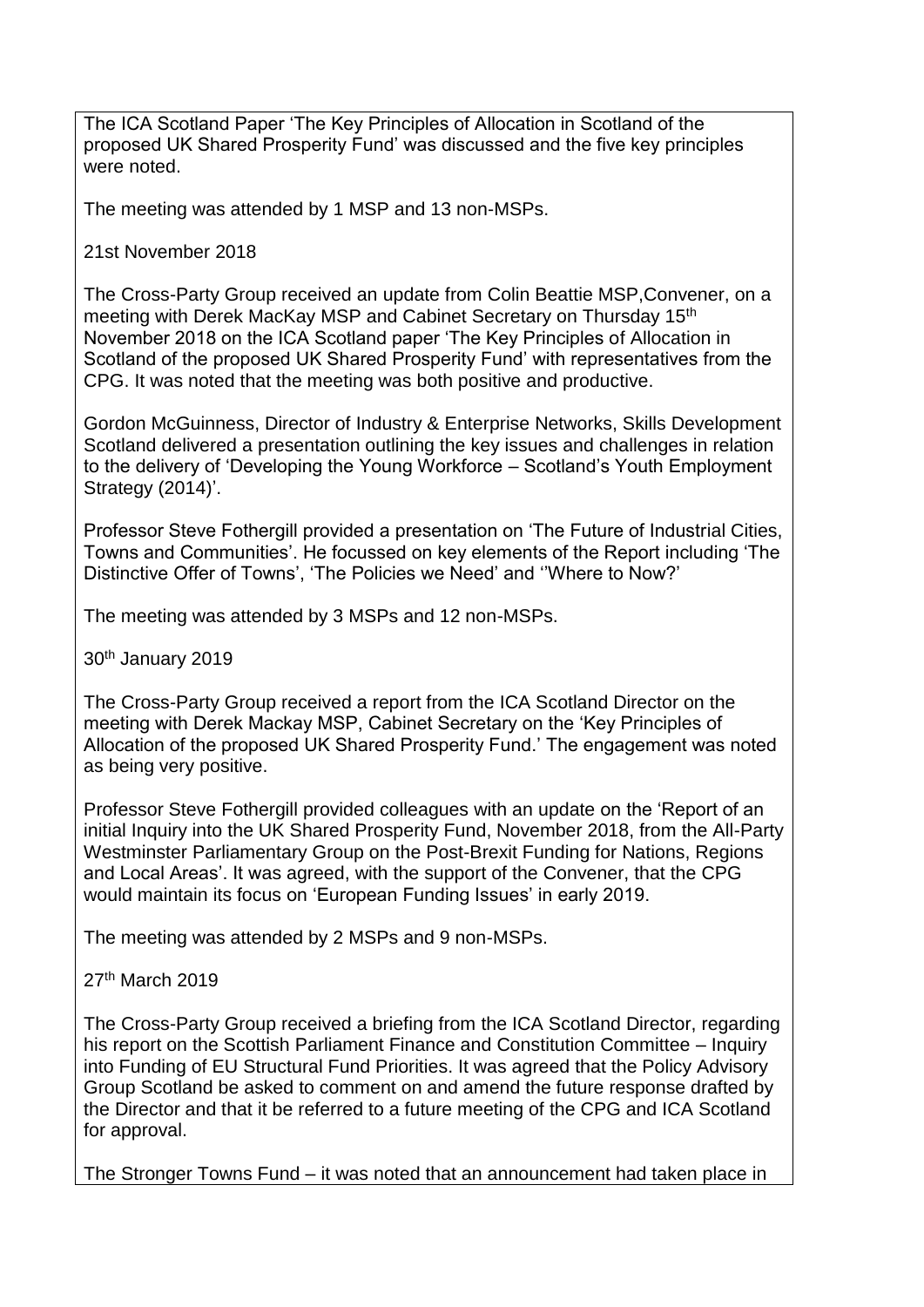The ICA Scotland Paper 'The Key Principles of Allocation in Scotland of the proposed UK Shared Prosperity Fund' was discussed and the five key principles were noted.

The meeting was attended by 1 MSP and 13 non-MSPs.

21st November 2018

The Cross-Party Group received an update from Colin Beattie MSP,Convener, on a meeting with Derek MacKay MSP and Cabinet Secretary on Thursday 15th November 2018 on the ICA Scotland paper 'The Key Principles of Allocation in Scotland of the proposed UK Shared Prosperity Fund' with representatives from the CPG. It was noted that the meeting was both positive and productive.

Gordon McGuinness, Director of Industry & Enterprise Networks, Skills Development Scotland delivered a presentation outlining the key issues and challenges in relation to the delivery of 'Developing the Young Workforce – Scotland's Youth Employment Strategy (2014)'.

Professor Steve Fothergill provided a presentation on 'The Future of Industrial Cities, Towns and Communities'. He focussed on key elements of the Report including 'The Distinctive Offer of Towns', 'The Policies we Need' and ''Where to Now?'

The meeting was attended by 3 MSPs and 12 non-MSPs.

30th January 2019

The Cross-Party Group received a report from the ICA Scotland Director on the meeting with Derek Mackay MSP, Cabinet Secretary on the 'Key Principles of Allocation of the proposed UK Shared Prosperity Fund.' The engagement was noted as being very positive.

Professor Steve Fothergill provided colleagues with an update on the 'Report of an initial Inquiry into the UK Shared Prosperity Fund, November 2018, from the All-Party Westminster Parliamentary Group on the Post-Brexit Funding for Nations, Regions and Local Areas'. It was agreed, with the support of the Convener, that the CPG would maintain its focus on 'European Funding Issues' in early 2019.

The meeting was attended by 2 MSPs and 9 non-MSPs.

27th March 2019

The Cross-Party Group received a briefing from the ICA Scotland Director, regarding his report on the Scottish Parliament Finance and Constitution Committee – Inquiry into Funding of EU Structural Fund Priorities. It was agreed that the Policy Advisory Group Scotland be asked to comment on and amend the future response drafted by the Director and that it be referred to a future meeting of the CPG and ICA Scotland for approval.

The Stronger Towns Fund – it was noted that an announcement had taken place in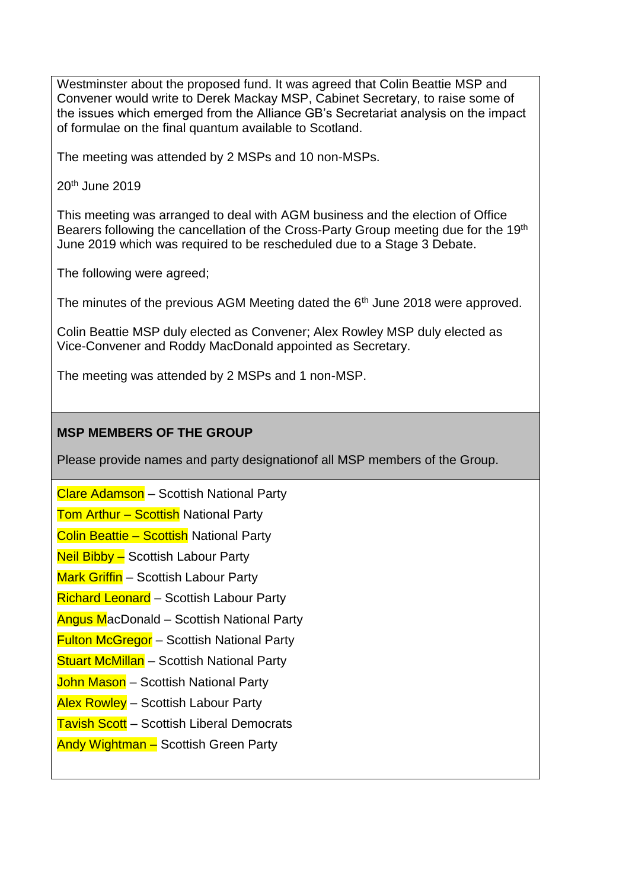Westminster about the proposed fund. It was agreed that Colin Beattie MSP and Convener would write to Derek Mackay MSP, Cabinet Secretary, to raise some of the issues which emerged from the Alliance GB's Secretariat analysis on the impact of formulae on the final quantum available to Scotland.

The meeting was attended by 2 MSPs and 10 non-MSPs.

20th June 2019

This meeting was arranged to deal with AGM business and the election of Office Bearers following the cancellation of the Cross-Party Group meeting due for the 19th June 2019 which was required to be rescheduled due to a Stage 3 Debate.

The following were agreed;

The minutes of the previous AGM Meeting dated the 6th June 2018 were approved.

Colin Beattie MSP duly elected as Convener; Alex Rowley MSP duly elected as Vice-Convener and Roddy MacDonald appointed as Secretary.

The meeting was attended by 2 MSPs and 1 non-MSP.

**MSP MEMBERS OF THE GROUP**

Please provide names and party designationof all MSP members of the Group.

Clare Adamson – Scottish National Party

Tom Arthur – Scottish National Party

Colin Beattie – Scottish National Party

Neil Bibby – Scottish Labour Party

Mark Griffin – Scottish Labour Party

Richard Leonard – Scottish Labour Party

Angus MacDonald – Scottish National Party

Fulton McGregor – Scottish National Party

Stuart McMillan – Scottish National Party

John Mason – Scottish National Party

Alex Rowley – Scottish Labour Party

Tavish Scott – Scottish Liberal Democrats

Andy Wightman – Scottish Green Party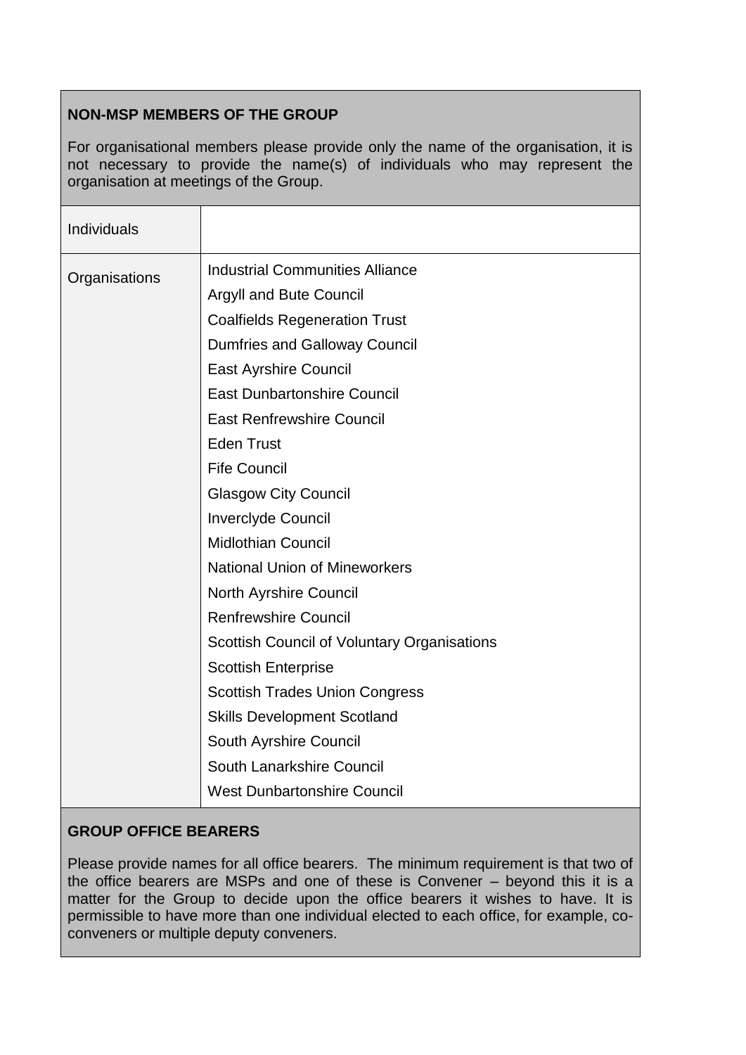**NON-MSP MEMBERS OF THE GROUP**

For organisational members please provide only the name of the organisation, it is not necessary to provide the name(s) of individuals who may represent the organisation at meetings of the Group.

| | |
|---|---|
| Individuals | |
| Organisations | Industrial Communities Alliance<br>Argyll and Bute Council<br>Coalfields Regeneration Trust<br>Dumfries and Galloway Council<br>East Ayrshire Council<br>East Dunbartonshire Council<br>East Renfrewshire Council<br>Eden Trust<br>Fife Council<br>Glasgow City Council<br>Inverclyde Council<br>Midlothian Council<br>National Union of Mineworkers<br>North Ayrshire Council<br>Renfrewshire Council<br>Scottish Council of Voluntary Organisations<br>Scottish Enterprise<br>Scottish Trades Union Congress<br>Skills Development Scotland<br>South Ayrshire Council<br>South Lanarkshire Council<br>West Dunbartonshire Council |

**GROUP OFFICE BEARERS**

Please provide names for all office bearers. The minimum requirement is that two of the office bearers are MSPs and one of these is Convener – beyond this it is a matter for the Group to decide upon the office bearers it wishes to have. It is permissible to have more than one individual elected to each office, for example, co-conveners or multiple deputy conveners.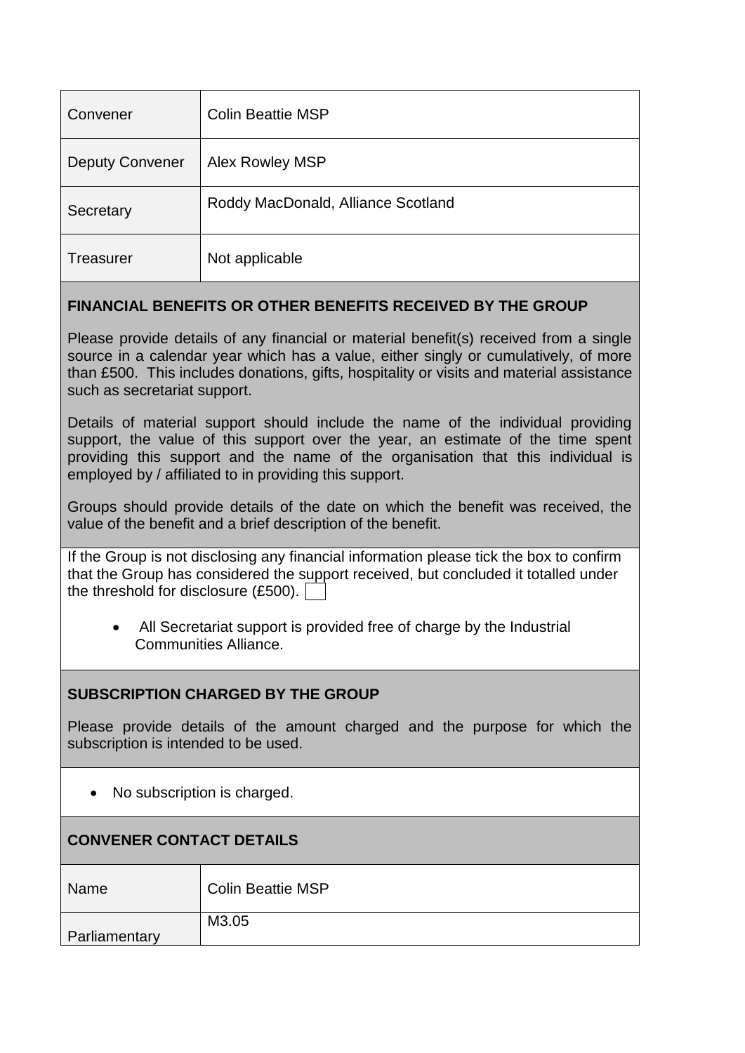| | |
|---|---|
| Convener | Colin Beattie MSP |
| Deputy Convener | Alex Rowley MSP |
| Secretary | Roddy MacDonald, Alliance Scotland |
| Treasurer | Not applicable |

**FINANCIAL BENEFITS OR OTHER BENEFITS RECEIVED BY THE GROUP**

Please provide details of any financial or material benefit(s) received from a single source in a calendar year which has a value, either singly or cumulatively, of more than £500. This includes donations, gifts, hospitality or visits and material assistance such as secretariat support.

Details of material support should include the name of the individual providing support, the value of this support over the year, an estimate of the time spent providing this support and the name of the organisation that this individual is employed by / affiliated to in providing this support.

Groups should provide details of the date on which the benefit was received, the value of the benefit and a brief description of the benefit.

If the Group is not disclosing any financial information please tick the box to confirm that the Group has considered the support received, but concluded it totalled under the threshold for disclosure (£500). ☐

- All Secretariat support is provided free of charge by the Industrial Communities Alliance.

**SUBSCRIPTION CHARGED BY THE GROUP**

Please provide details of the amount charged and the purpose for which the subscription is intended to be used.

- No subscription is charged.

**CONVENER CONTACT DETAILS**

| | |
|---|---|
| Name | Colin Beattie MSP |
| Parliamentary | M3.05 |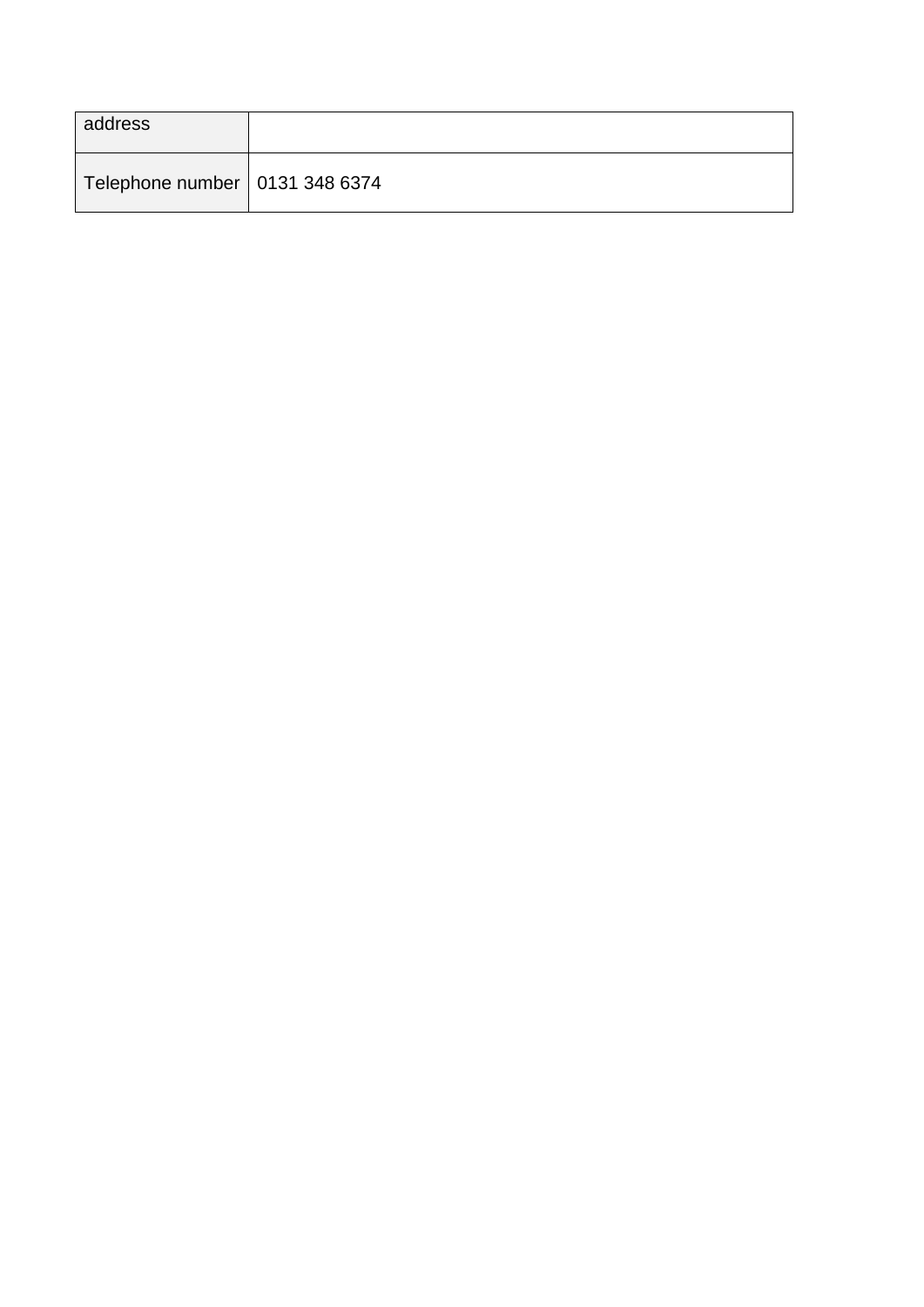| | |
|---|---|
| address | |
| Telephone number | 0131 348 6374 |